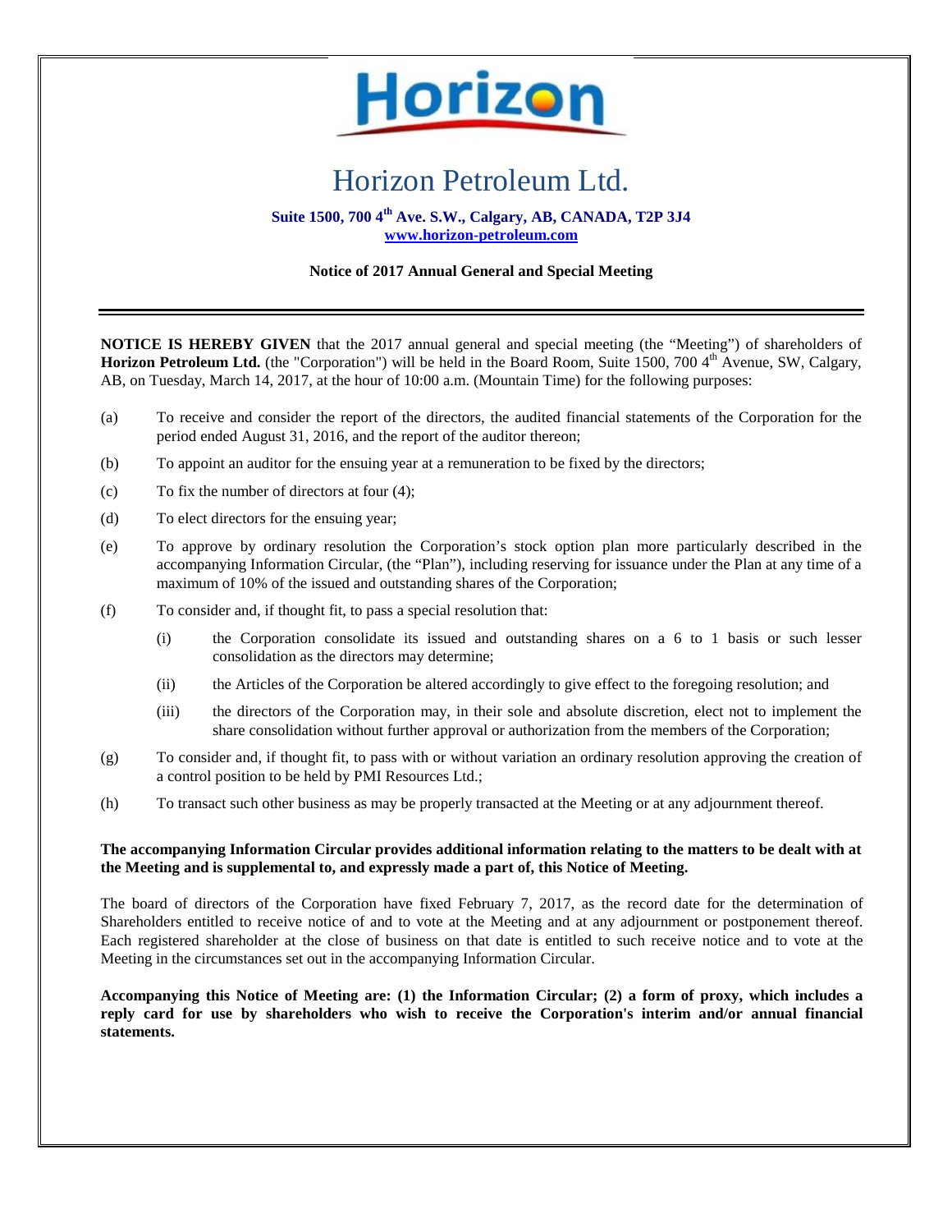# Horizon

# Horizon Petroleum Ltd.

**Suite 1500, 700 4th Ave. S.W., Calgary, AB, CANADA, T2P 3J4**
**www.horizon-petroleum.com**

**Notice of 2017 Annual General and Special Meeting**

---

**NOTICE IS HEREBY GIVEN** that the 2017 annual general and special meeting (the "Meeting") of shareholders of **Horizon Petroleum Ltd.** (the "Corporation") will be held in the Board Room, Suite 1500, 700 4th Avenue, SW, Calgary, AB, on Tuesday, March 14, 2017, at the hour of 10:00 a.m. (Mountain Time) for the following purposes:

(a) To receive and consider the report of the directors, the audited financial statements of the Corporation for the period ended August 31, 2016, and the report of the auditor thereon;

(b) To appoint an auditor for the ensuing year at a remuneration to be fixed by the directors;

(c) To fix the number of directors at four (4);

(d) To elect directors for the ensuing year;

(e) To approve by ordinary resolution the Corporation's stock option plan more particularly described in the accompanying Information Circular, (the "Plan"), including reserving for issuance under the Plan at any time of a maximum of 10% of the issued and outstanding shares of the Corporation;

(f) To consider and, if thought fit, to pass a special resolution that:

    (i) the Corporation consolidate its issued and outstanding shares on a 6 to 1 basis or such lesser consolidation as the directors may determine;

    (ii) the Articles of the Corporation be altered accordingly to give effect to the foregoing resolution; and

    (iii) the directors of the Corporation may, in their sole and absolute discretion, elect not to implement the share consolidation without further approval or authorization from the members of the Corporation;

(g) To consider and, if thought fit, to pass with or without variation an ordinary resolution approving the creation of a control position to be held by PMI Resources Ltd.;

(h) To transact such other business as may be properly transacted at the Meeting or at any adjournment thereof.

**The accompanying Information Circular provides additional information relating to the matters to be dealt with at the Meeting and is supplemental to, and expressly made a part of, this Notice of Meeting.**

The board of directors of the Corporation have fixed February 7, 2017, as the record date for the determination of Shareholders entitled to receive notice of and to vote at the Meeting and at any adjournment or postponement thereof. Each registered shareholder at the close of business on that date is entitled to such receive notice and to vote at the Meeting in the circumstances set out in the accompanying Information Circular.

**Accompanying this Notice of Meeting are: (1) the Information Circular; (2) a form of proxy, which includes a reply card for use by shareholders who wish to receive the Corporation's interim and/or annual financial statements.**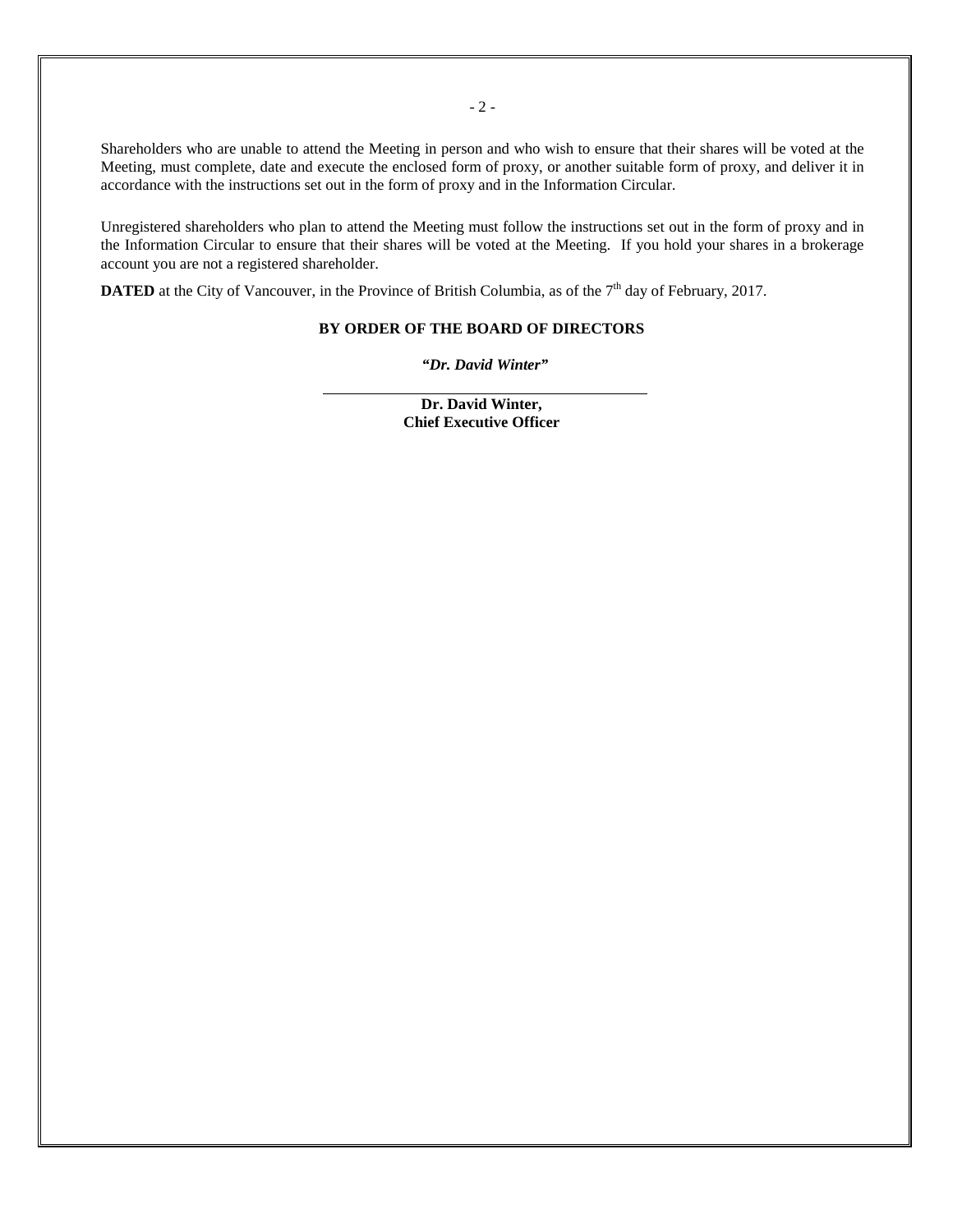Shareholders who are unable to attend the Meeting in person and who wish to ensure that their shares will be voted at the Meeting, must complete, date and execute the enclosed form of proxy, or another suitable form of proxy, and deliver it in accordance with the instructions set out in the form of proxy and in the Information Circular.

Unregistered shareholders who plan to attend the Meeting must follow the instructions set out in the form of proxy and in the Information Circular to ensure that their shares will be voted at the Meeting. If you hold your shares in a brokerage account you are not a registered shareholder.

**DATED** at the City of Vancouver, in the Province of British Columbia, as of the 7th day of February, 2017.

**BY ORDER OF THE BOARD OF DIRECTORS**

***"Dr. David Winter"***

**Dr. David Winter,**
**Chief Executive Officer**